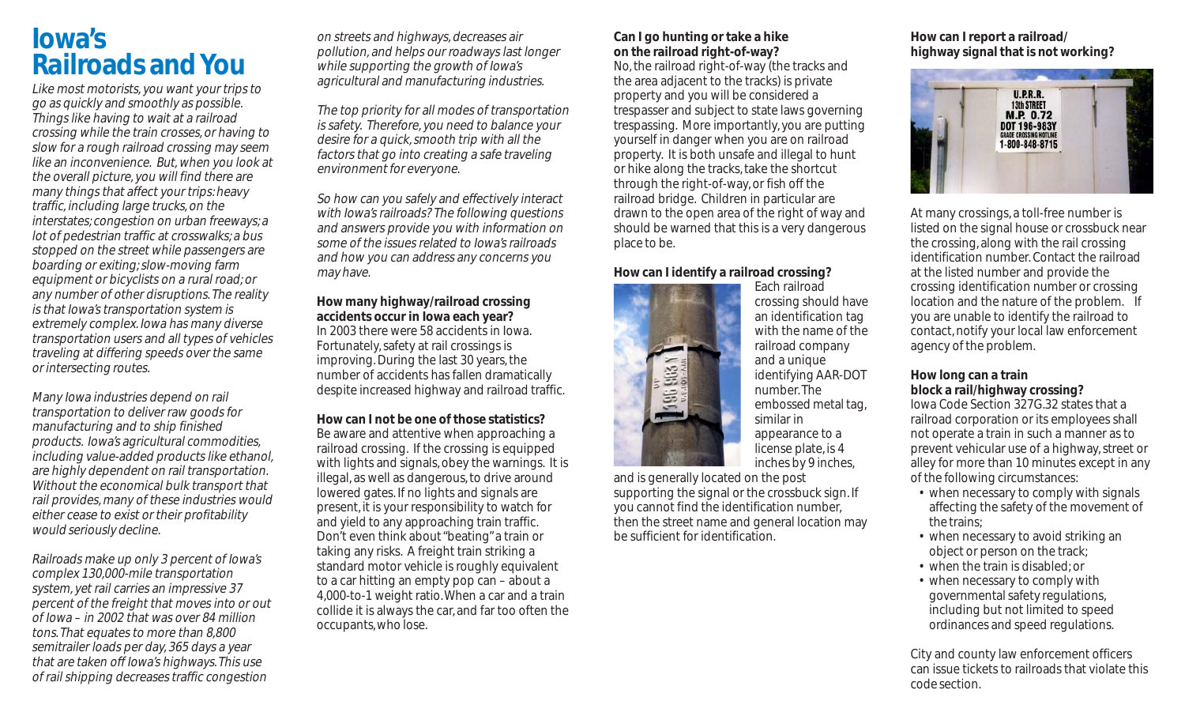# Iowa's Railroads and You

*Like most motorists, you want your trips to go as quickly and smoothly as possible. Things like having to wait at a railroad crossing while the train crosses, or having to slow for a rough railroad crossing may seem like an inconvenience. But, when you look at the overall picture, you will find there are many things that affect your trips: heavy traffic, including large trucks, on the interstates; congestion on urban freeways; a lot of pedestrian traffic at crosswalks; a bus stopped on the street while passengers are boarding or exiting; slow-moving farm equipment or bicyclists on a rural road; or any number of other disruptions. The reality is that Iowa's transportation system is extremely complex. Iowa has many diverse transportation users and all types of vehicles traveling at differing speeds over the same or intersecting routes.*

*Many Iowa industries depend on rail transportation to deliver raw goods for manufacturing and to ship finished products. Iowa's agricultural commodities, including value-added products like ethanol, are highly dependent on rail transportation. Without the economical bulk transport that rail provides, many of these industries would either cease to exist or their profitability would seriously decline.*

*Railroads make up only 3 percent of Iowa's complex 130,000-mile transportation system, yet rail carries an impressive 37 percent of the freight that moves into or out of Iowa – in 2002 that was over 84 million tons. That equates to more than 8,800 semitrailer loads per day, 365 days a year that are taken off Iowa's highways. This use of rail shipping decreases traffic congestion on streets and highways, decreases air pollution, and helps our roadways last longer while supporting the growth of Iowa's agricultural and manufacturing industries.*

*The top priority for all modes of transportation is safety. Therefore, you need to balance your desire for a quick, smooth trip with all the factors that go into creating a safe traveling environment for everyone.*

*So how can you safely and effectively interact with Iowa's railroads? The following questions and answers provide you with information on some of the issues related to Iowa's railroads and how you can address any concerns you may have.*

**How many highway/railroad crossing accidents occur in Iowa each year?**

In 2003 there were 58 accidents in Iowa. Fortunately, safety at rail crossings is improving. During the last 30 years, the number of accidents has fallen dramatically despite increased highway and railroad traffic.

**How can I not be one of those statistics?**

Be aware and attentive when approaching a railroad crossing. If the crossing is equipped with lights and signals, obey the warnings. It is illegal, as well as dangerous, to drive around lowered gates. If no lights and signals are present, it is your responsibility to watch for and yield to any approaching train traffic. Don't even think about "beating" a train or taking any risks. A freight train striking a standard motor vehicle is roughly equivalent to a car hitting an empty pop can – about a 4,000-to-1 weight ratio. When a car and a train collide it is always the car, and far too often the occupants, who lose.

**Can I go hunting or take a hike on the railroad right-of-way?**

No, the railroad right-of-way (the tracks and the area adjacent to the tracks) is private property and you will be considered a trespasser and subject to state laws governing trespassing. More importantly, you are putting yourself in danger when you are on railroad property. It is both unsafe and illegal to hunt or hike along the tracks, take the shortcut through the right-of-way, or fish off the railroad bridge. Children in particular are drawn to the open area of the right of way and should be warned that this is a very dangerous place to be.

**How can I identify a railroad crossing?**

Each railroad crossing should have an identification tag with the name of the railroad company and a unique identifying AAR-DOT number. The embossed metal tag, similar in appearance to a license plate, is 4 inches by 9 inches, and is generally located on the post supporting the signal or the crossbuck sign. If you cannot find the identification number, then the street name and general location may be sufficient for identification.

**How can I report a railroad/ highway signal that is not working?**

At many crossings, a toll-free number is listed on the signal house or crossbuck near the crossing, along with the rail crossing identification number. Contact the railroad at the listed number and provide the crossing identification number or crossing location and the nature of the problem. If you are unable to identify the railroad to contact, notify your local law enforcement agency of the problem.

**How long can a train block a rail/highway crossing?**

Iowa Code Section 327G.32 states that a railroad corporation or its employees shall not operate a train in such a manner as to prevent vehicular use of a highway, street or alley for more than 10 minutes except in any of the following circumstances:

- when necessary to comply with signals affecting the safety of the movement of the trains;
- when necessary to avoid striking an object or person on the track;
- when the train is disabled; or
- when necessary to comply with governmental safety regulations, including but not limited to speed ordinances and speed regulations.

City and county law enforcement officers can issue tickets to railroads that violate this code section.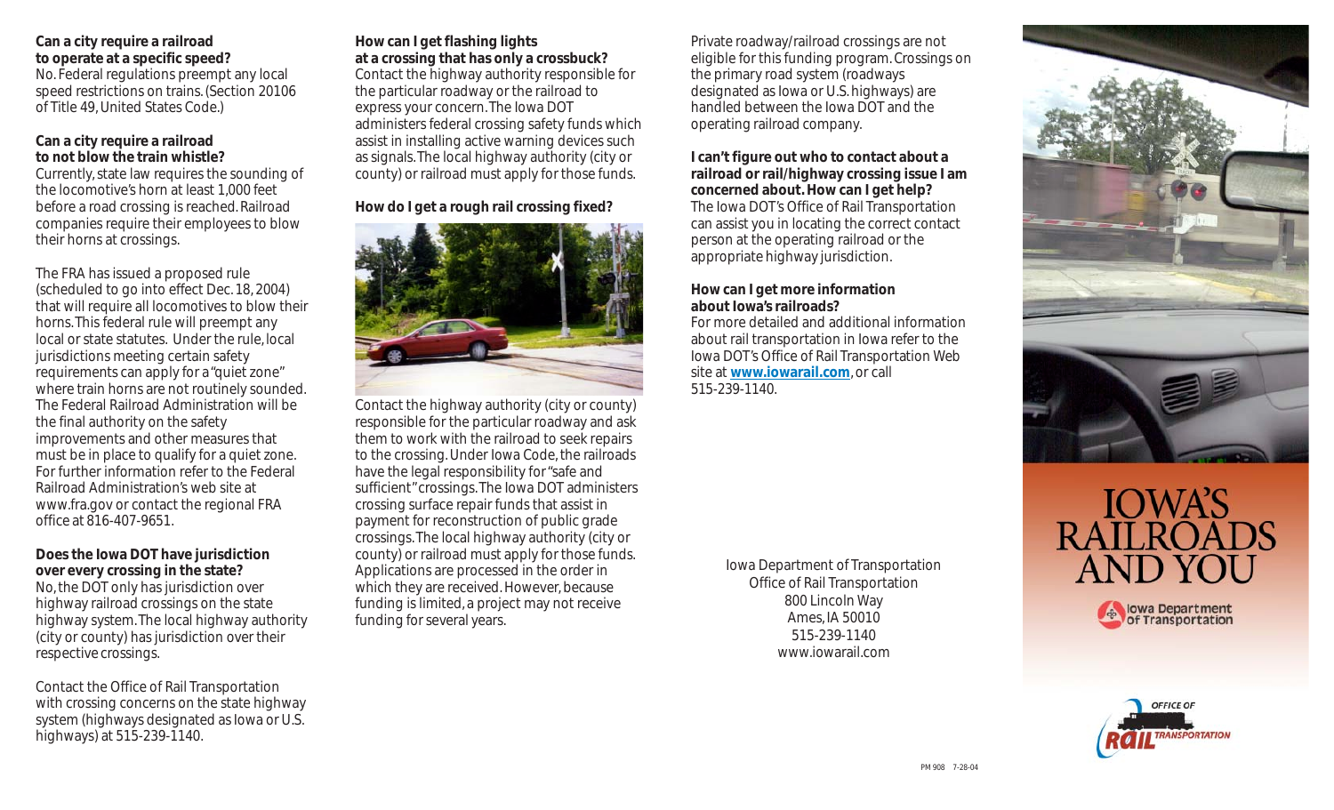**Can a city require a railroad to operate at a specific speed?**
No. Federal regulations preempt any local speed restrictions on trains. (Section 20106 of Title 49, United States Code.)

**Can a city require a railroad to not blow the train whistle?**
Currently, state law requires the sounding of the locomotive's horn at least 1,000 feet before a road crossing is reached. Railroad companies require their employees to blow their horns at crossings.

The FRA has issued a proposed rule (scheduled to go into effect Dec. 18, 2004) that will require all locomotives to blow their horns. This federal rule will preempt any local or state statutes. Under the rule, local jurisdictions meeting certain safety requirements can apply for a "quiet zone" where train horns are not routinely sounded. The Federal Railroad Administration will be the final authority on the safety improvements and other measures that must be in place to qualify for a quiet zone. For further information refer to the Federal Railroad Administration's web site at www.fra.gov or contact the regional FRA office at 816-407-9651.

**Does the Iowa DOT have jurisdiction over every crossing in the state?**
No, the DOT only has jurisdiction over highway railroad crossings on the state highway system. The local highway authority (city or county) has jurisdiction over their respective crossings.

Contact the Office of Rail Transportation with crossing concerns on the state highway system (highways designated as Iowa or U.S. highways) at 515-239-1140.

**How can I get flashing lights at a crossing that has only a crossbuck?**
Contact the highway authority responsible for the particular roadway or the railroad to express your concern. The Iowa DOT administers federal crossing safety funds which assist in installing active warning devices such as signals. The local highway authority (city or county) or railroad must apply for those funds.

**How do I get a rough rail crossing fixed?**

Contact the highway authority (city or county) responsible for the particular roadway and ask them to work with the railroad to seek repairs to the crossing. Under Iowa Code, the railroads have the legal responsibility for "safe and sufficient" crossings. The Iowa DOT administers crossing surface repair funds that assist in payment for reconstruction of public grade crossings. The local highway authority (city or county) or railroad must apply for those funds. Applications are processed in the order in which they are received. However, because funding is limited, a project may not receive funding for several years.

Private roadway/railroad crossings are not eligible for this funding program. Crossings on the primary road system (roadways designated as Iowa or U.S. highways) are handled between the Iowa DOT and the operating railroad company.

**I can't figure out who to contact about a railroad or rail/highway crossing issue I am concerned about. How can I get help?**
The Iowa DOT's Office of Rail Transportation can assist you in locating the correct contact person at the operating railroad or the appropriate highway jurisdiction.

**How can I get more information about Iowa's railroads?**
For more detailed and additional information about rail transportation in Iowa refer to the Iowa DOT's Office of Rail Transportation Web site at **www.iowarail.com**, or call 515-239-1140.

Iowa Department of Transportation
Office of Rail Transportation
800 Lincoln Way
Ames, IA 50010
515-239-1140
www.iowarail.com

# IOWA'S RAILROADS AND YOU

Iowa Department of Transportation

OFFICE OF RAIL TRANSPORTATION

PM 908 7-28-04